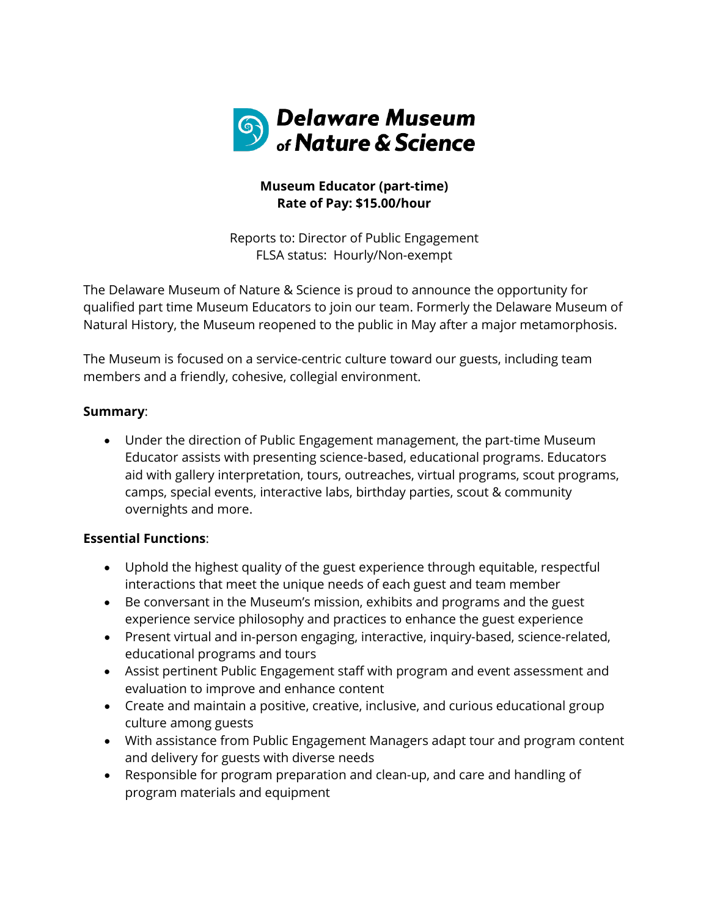# Delaware Museum of Nature & Science

**Museum Educator (part-time)**
**Rate of Pay: $15.00/hour**

Reports to: Director of Public Engagement
FLSA status: Hourly/Non-exempt

The Delaware Museum of Nature & Science is proud to announce the opportunity for qualified part time Museum Educators to join our team. Formerly the Delaware Museum of Natural History, the Museum reopened to the public in May after a major metamorphosis.

The Museum is focused on a service-centric culture toward our guests, including team members and a friendly, cohesive, collegial environment.

**Summary**:

- Under the direction of Public Engagement management, the part-time Museum Educator assists with presenting science-based, educational programs. Educators aid with gallery interpretation, tours, outreaches, virtual programs, scout programs, camps, special events, interactive labs, birthday parties, scout & community overnights and more.

**Essential Functions**:

- Uphold the highest quality of the guest experience through equitable, respectful interactions that meet the unique needs of each guest and team member
- Be conversant in the Museum's mission, exhibits and programs and the guest experience service philosophy and practices to enhance the guest experience
- Present virtual and in-person engaging, interactive, inquiry-based, science-related, educational programs and tours
- Assist pertinent Public Engagement staff with program and event assessment and evaluation to improve and enhance content
- Create and maintain a positive, creative, inclusive, and curious educational group culture among guests
- With assistance from Public Engagement Managers adapt tour and program content and delivery for guests with diverse needs
- Responsible for program preparation and clean-up, and care and handling of program materials and equipment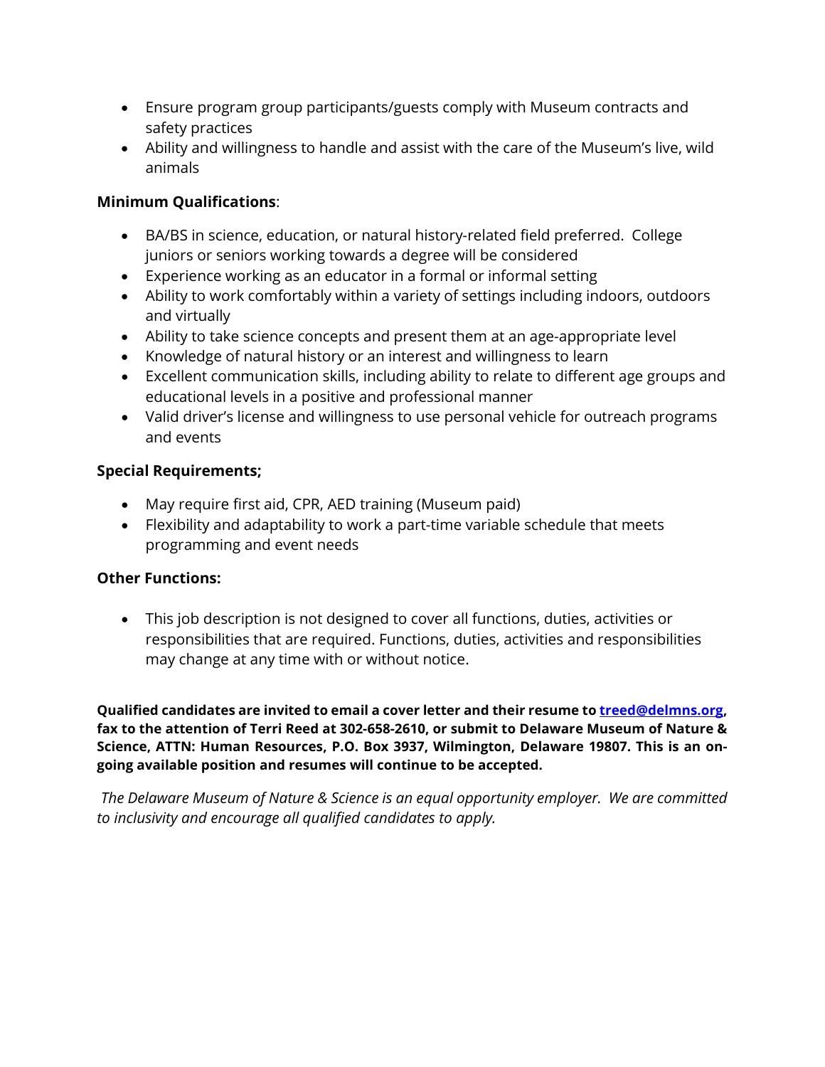- Ensure program group participants/guests comply with Museum contracts and safety practices
- Ability and willingness to handle and assist with the care of the Museum's live, wild animals

**Minimum Qualifications**:

- BA/BS in science, education, or natural history-related field preferred. College juniors or seniors working towards a degree will be considered
- Experience working as an educator in a formal or informal setting
- Ability to work comfortably within a variety of settings including indoors, outdoors and virtually
- Ability to take science concepts and present them at an age-appropriate level
- Knowledge of natural history or an interest and willingness to learn
- Excellent communication skills, including ability to relate to different age groups and educational levels in a positive and professional manner
- Valid driver's license and willingness to use personal vehicle for outreach programs and events

**Special Requirements;**

- May require first aid, CPR, AED training (Museum paid)
- Flexibility and adaptability to work a part-time variable schedule that meets programming and event needs

**Other Functions:**

- This job description is not designed to cover all functions, duties, activities or responsibilities that are required. Functions, duties, activities and responsibilities may change at any time with or without notice.

**Qualified candidates are invited to email a cover letter and their resume to [treed@delmns.org](mailto:treed@delmns.org), fax to the attention of Terri Reed at 302-658-2610, or submit to Delaware Museum of Nature & Science, ATTN: Human Resources, P.O. Box 3937, Wilmington, Delaware 19807. This is an on-going available position and resumes will continue to be accepted.**

*The Delaware Museum of Nature & Science is an equal opportunity employer. We are committed to inclusivity and encourage all qualified candidates to apply.*